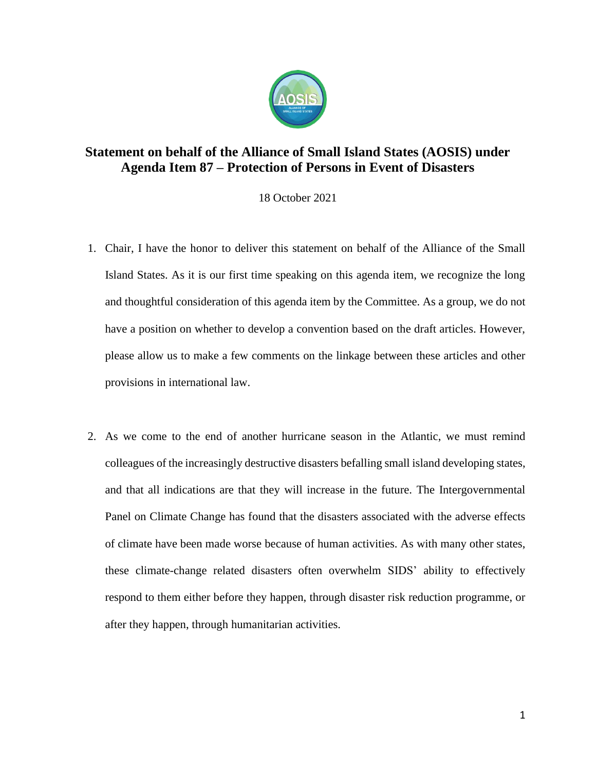# Statement on behalf of the Alliance of Small Island States (AOSIS) under Agenda Item 87 – Protection of Persons in Event of Disasters

18 October 2021

1. Chair, I have the honor to deliver this statement on behalf of the Alliance of the Small Island States. As it is our first time speaking on this agenda item, we recognize the long and thoughtful consideration of this agenda item by the Committee. As a group, we do not have a position on whether to develop a convention based on the draft articles. However, please allow us to make a few comments on the linkage between these articles and other provisions in international law.

2. As we come to the end of another hurricane season in the Atlantic, we must remind colleagues of the increasingly destructive disasters befalling small island developing states, and that all indications are that they will increase in the future. The Intergovernmental Panel on Climate Change has found that the disasters associated with the adverse effects of climate have been made worse because of human activities. As with many other states, these climate-change related disasters often overwhelm SIDS' ability to effectively respond to them either before they happen, through disaster risk reduction programme, or after they happen, through humanitarian activities.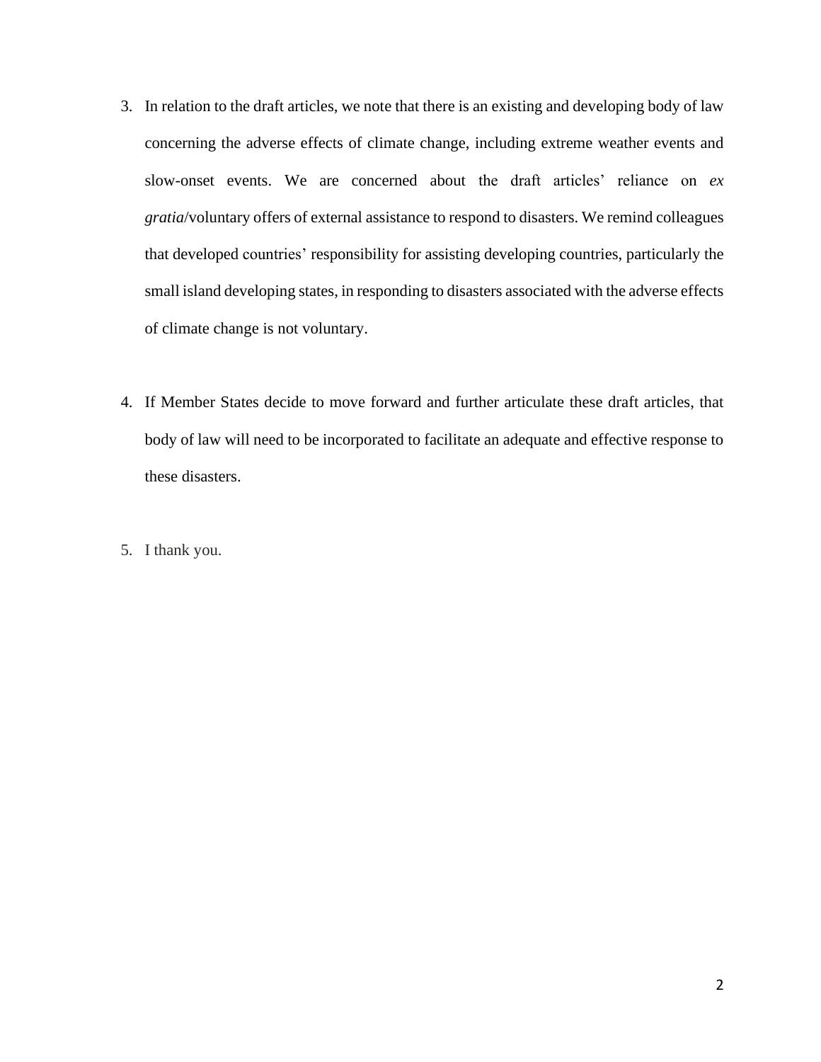3. In relation to the draft articles, we note that there is an existing and developing body of law concerning the adverse effects of climate change, including extreme weather events and slow-onset events. We are concerned about the draft articles' reliance on *ex gratia*/voluntary offers of external assistance to respond to disasters. We remind colleagues that developed countries' responsibility for assisting developing countries, particularly the small island developing states, in responding to disasters associated with the adverse effects of climate change is not voluntary.

4. If Member States decide to move forward and further articulate these draft articles, that body of law will need to be incorporated to facilitate an adequate and effective response to these disasters.

5. I thank you.